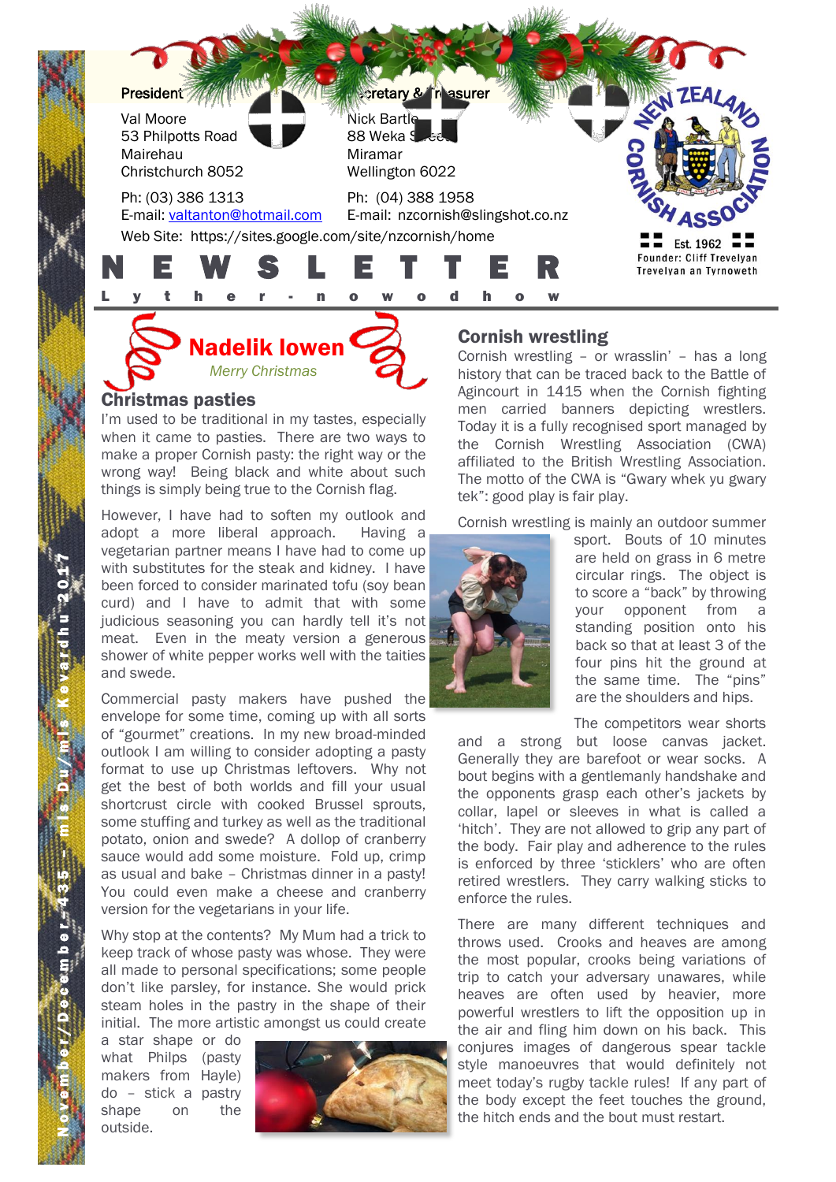**President**

Val Moore
53 Philpotts Road
Mairehau
Christchurch 8052

Ph: (03) 386 1313
E-mail: valtanton@hotmail.com

**Secretary & Treasurer**

Nick Bartle
88 Weka Street
Miramar
Wellington 6022

Ph: (04) 388 1958
E-mail: nzcornish@slingshot.co.nz

Web Site: https://sites.google.com/site/nzcornish/home

NEW ZEALAND CORNISH ASSOCIATION
Est. 1962
Founder: Cliff Trevelyan
Trevelyan an Tyrnoweth

# NEWSLETTER

Lyther-nowodhow

November/December 435 – mis Du/mis Kevardhu 2017

## Nadelik lowen

*Merry Christmas*

## Christmas pasties

I'm used to be traditional in my tastes, especially when it came to pasties. There are two ways to make a proper Cornish pasty: the right way or the wrong way! Being black and white about such things is simply being true to the Cornish flag.

However, I have had to soften my outlook and adopt a more liberal approach. Having a vegetarian partner means I have had to come up with substitutes for the steak and kidney. I have been forced to consider marinated tofu (soy bean curd) and I have to admit that with some judicious seasoning you can hardly tell it's not meat. Even in the meaty version a generous shower of white pepper works well with the taities and swede.

Commercial pasty makers have pushed the envelope for some time, coming up with all sorts of "gourmet" creations. In my new broad-minded outlook I am willing to consider adopting a pasty format to use up Christmas leftovers. Why not get the best of both worlds and fill your usual shortcrust circle with cooked Brussel sprouts, some stuffing and turkey as well as the traditional potato, onion and swede? A dollop of cranberry sauce would add some moisture. Fold up, crimp as usual and bake – Christmas dinner in a pasty! You could even make a cheese and cranberry version for the vegetarians in your life.

Why stop at the contents? My Mum had a trick to keep track of whose pasty was whose. They were all made to personal specifications; some people don't like parsley, for instance. She would prick steam holes in the pastry in the shape of their initial. The more artistic amongst us could create a star shape or do what Philps (pasty makers from Hayle) do – stick a pastry shape on the outside.

## Cornish wrestling

Cornish wrestling – or wrasslin' – has a long history that can be traced back to the Battle of Agincourt in 1415 when the Cornish fighting men carried banners depicting wrestlers. Today it is a fully recognised sport managed by the Cornish Wrestling Association (CWA) affiliated to the British Wrestling Association. The motto of the CWA is "Gwary whek yu gwary tek": good play is fair play.

Cornish wrestling is mainly an outdoor summer sport. Bouts of 10 minutes are held on grass in 6 metre circular rings. The object is to score a "back" by throwing your opponent from a standing position onto his back so that at least 3 of the four pins hit the ground at the same time. The "pins" are the shoulders and hips.

The competitors wear shorts and a strong but loose canvas jacket. Generally they are barefoot or wear socks. A bout begins with a gentlemanly handshake and the opponents grasp each other's jackets by collar, lapel or sleeves in what is called a 'hitch'. They are not allowed to grip any part of the body. Fair play and adherence to the rules is enforced by three 'sticklers' who are often retired wrestlers. They carry walking sticks to enforce the rules.

There are many different techniques and throws used. Crooks and heaves are among the most popular, crooks being variations of trip to catch your adversary unawares, while heaves are often used by heavier, more powerful wrestlers to lift the opposition up in the air and fling him down on his back. This conjures images of dangerous spear tackle style manoeuvres that would definitely not meet today's rugby tackle rules! If any part of the body except the feet touches the ground, the hitch ends and the bout must restart.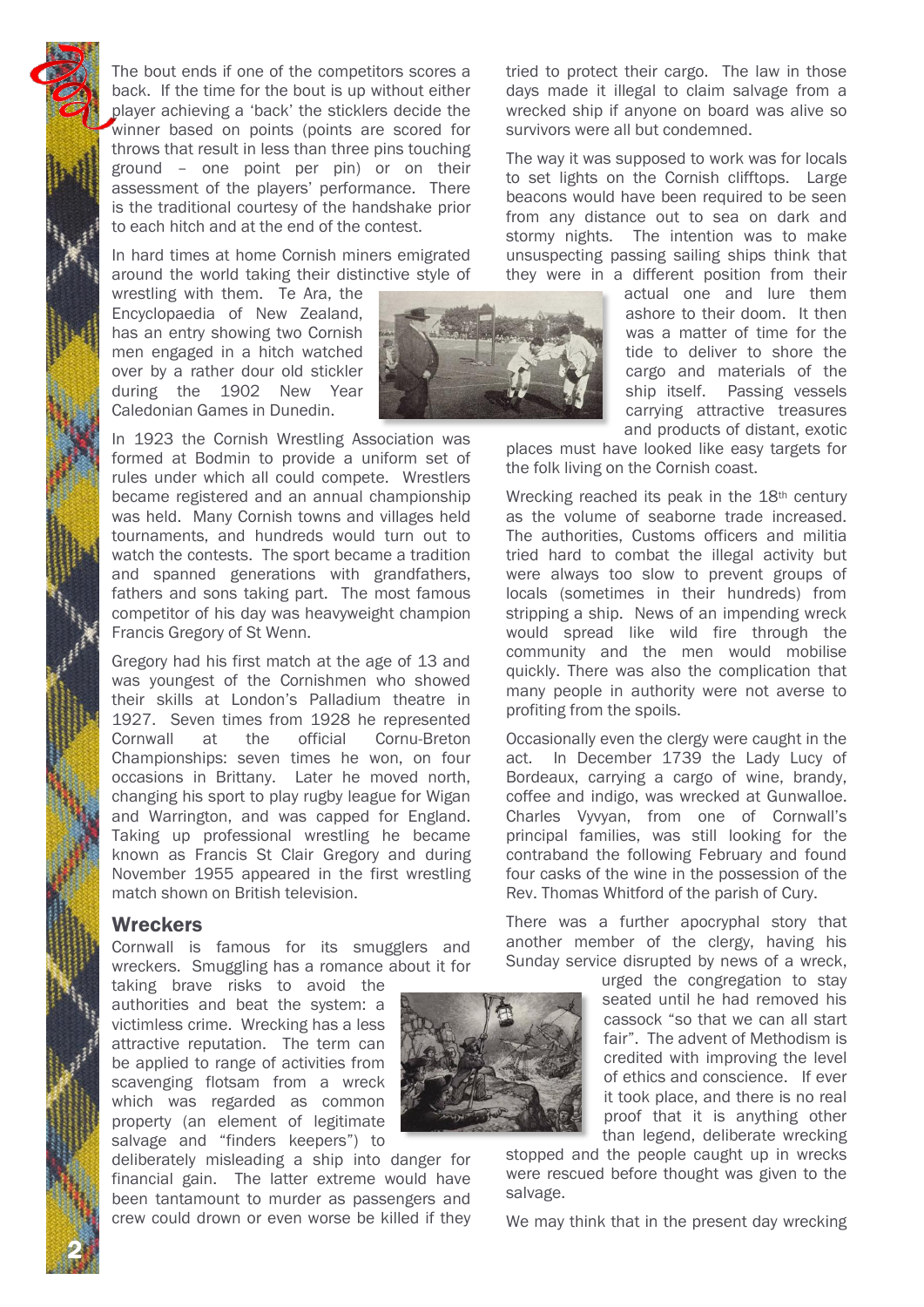The bout ends if one of the competitors scores a back. If the time for the bout is up without either player achieving a 'back' the sticklers decide the winner based on points (points are scored for throws that result in less than three pins touching ground – one point per pin) or on their assessment of the players' performance. There is the traditional courtesy of the handshake prior to each hitch and at the end of the contest.

In hard times at home Cornish miners emigrated around the world taking their distinctive style of wrestling with them. Te Ara, the Encyclopaedia of New Zealand, has an entry showing two Cornish men engaged in a hitch watched over by a rather dour old stickler during the 1902 New Year Caledonian Games in Dunedin.

In 1923 the Cornish Wrestling Association was formed at Bodmin to provide a uniform set of rules under which all could compete. Wrestlers became registered and an annual championship was held. Many Cornish towns and villages held tournaments, and hundreds would turn out to watch the contests. The sport became a tradition and spanned generations with grandfathers, fathers and sons taking part. The most famous competitor of his day was heavyweight champion Francis Gregory of St Wenn.

Gregory had his first match at the age of 13 and was youngest of the Cornishmen who showed their skills at London's Palladium theatre in 1927. Seven times from 1928 he represented Cornwall at the official Cornu-Breton Championships: seven times he won, on four occasions in Brittany. Later he moved north, changing his sport to play rugby league for Wigan and Warrington, and was capped for England. Taking up professional wrestling he became known as Francis St Clair Gregory and during November 1955 appeared in the first wrestling match shown on British television.

## Wreckers

Cornwall is famous for its smugglers and wreckers. Smuggling has a romance about it for taking brave risks to avoid the authorities and beat the system: a victimless crime. Wrecking has a less attractive reputation. The term can be applied to range of activities from scavenging flotsam from a wreck which was regarded as common property (an element of legitimate salvage and "finders keepers") to deliberately misleading a ship into danger for financial gain. The latter extreme would have been tantamount to murder as passengers and crew could drown or even worse be killed if they tried to protect their cargo. The law in those days made it illegal to claim salvage from a wrecked ship if anyone on board was alive so survivors were all but condemned.

The way it was supposed to work was for locals to set lights on the Cornish clifftops. Large beacons would have been required to be seen from any distance out to sea on dark and stormy nights. The intention was to make unsuspecting passing sailing ships think that they were in a different position from their actual one and lure them ashore to their doom. It then was a matter of time for the tide to deliver to shore the cargo and materials of the ship itself. Passing vessels carrying attractive treasures and products of distant, exotic places must have looked like easy targets for the folk living on the Cornish coast.

Wrecking reached its peak in the 18th century as the volume of seaborne trade increased. The authorities, Customs officers and militia tried hard to combat the illegal activity but were always too slow to prevent groups of locals (sometimes in their hundreds) from stripping a ship. News of an impending wreck would spread like wild fire through the community and the men would mobilise quickly. There was also the complication that many people in authority were not averse to profiting from the spoils.

Occasionally even the clergy were caught in the act. In December 1739 the Lady Lucy of Bordeaux, carrying a cargo of wine, brandy, coffee and indigo, was wrecked at Gunwalloe. Charles Vyvyan, from one of Cornwall's principal families, was still looking for the contraband the following February and found four casks of the wine in the possession of the Rev. Thomas Whitford of the parish of Cury.

There was a further apocryphal story that another member of the clergy, having his Sunday service disrupted by news of a wreck, urged the congregation to stay seated until he had removed his cassock "so that we can all start fair". The advent of Methodism is credited with improving the level of ethics and conscience. If ever it took place, and there is no real proof that it is anything other than legend, deliberate wrecking stopped and the people caught up in wrecks were rescued before thought was given to the salvage.

We may think that in the present day wrecking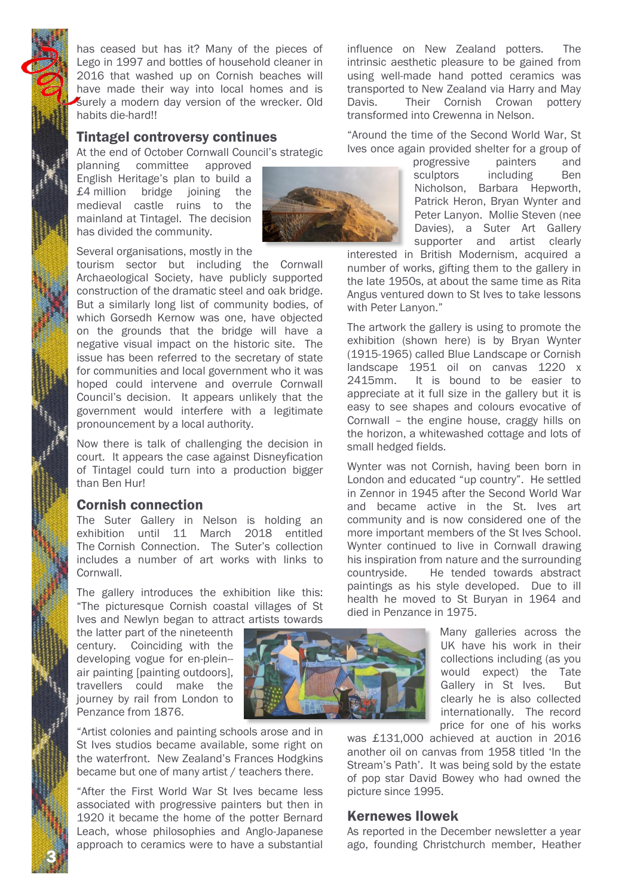has ceased but has it? Many of the pieces of Lego in 1997 and bottles of household cleaner in 2016 that washed up on Cornish beaches will have made their way into local homes and is surely a modern day version of the wrecker. Old habits die-hard!!

## Tintagel controversy continues

At the end of October Cornwall Council's strategic planning committee approved English Heritage's plan to build a £4 million bridge joining the medieval castle ruins to the mainland at Tintagel. The decision has divided the community.

Several organisations, mostly in the tourism sector but including the Cornwall Archaeological Society, have publicly supported construction of the dramatic steel and oak bridge. But a similarly long list of community bodies, of which Gorsedh Kernow was one, have objected on the grounds that the bridge will have a negative visual impact on the historic site. The issue has been referred to the secretary of state for communities and local government who it was hoped could intervene and overrule Cornwall Council's decision. It appears unlikely that the government would interfere with a legitimate pronouncement by a local authority.

Now there is talk of challenging the decision in court. It appears the case against Disneyfication of Tintagel could turn into a production bigger than Ben Hur!

## Cornish connection

The Suter Gallery in Nelson is holding an exhibition until 11 March 2018 entitled The Cornish Connection. The Suter's collection includes a number of art works with links to Cornwall.

The gallery introduces the exhibition like this: "The picturesque Cornish coastal villages of St Ives and Newlyn began to attract artists towards the latter part of the nineteenth century. Coinciding with the developing vogue for en-plein-air painting [painting outdoors], travellers could make the journey by rail from London to Penzance from 1876.

"Artist colonies and painting schools arose and in St Ives studios became available, some right on the waterfront. New Zealand's Frances Hodgkins became but one of many artist / teachers there.

"After the First World War St Ives became less associated with progressive painters but then in 1920 it became the home of the potter Bernard Leach, whose philosophies and Anglo-Japanese approach to ceramics were to have a substantial influence on New Zealand potters. The intrinsic aesthetic pleasure to be gained from using well-made hand potted ceramics was transported to New Zealand via Harry and May Davis. Their Cornish Crowan pottery transformed into Crewenna in Nelson.

"Around the time of the Second World War, St Ives once again provided shelter for a group of progressive painters and sculptors including Ben Nicholson, Barbara Hepworth, Patrick Heron, Bryan Wynter and Peter Lanyon. Mollie Steven (nee Davies), a Suter Art Gallery supporter and artist clearly interested in British Modernism, acquired a number of works, gifting them to the gallery in the late 1950s, at about the same time as Rita Angus ventured down to St Ives to take lessons with Peter Lanyon."

The artwork the gallery is using to promote the exhibition (shown here) is by Bryan Wynter (1915-1965) called Blue Landscape or Cornish landscape 1951 oil on canvas 1220 x 2415mm. It is bound to be easier to appreciate at it full size in the gallery but it is easy to see shapes and colours evocative of Cornwall – the engine house, craggy hills on the horizon, a whitewashed cottage and lots of small hedged fields.

Wynter was not Cornish, having been born in London and educated "up country". He settled in Zennor in 1945 after the Second World War and became active in the St. Ives art community and is now considered one of the more important members of the St Ives School. Wynter continued to live in Cornwall drawing his inspiration from nature and the surrounding countryside. He tended towards abstract paintings as his style developed. Due to ill health he moved to St Buryan in 1964 and died in Penzance in 1975.

Many galleries across the UK have his work in their collections including (as you would expect) the Tate Gallery in St Ives. But clearly he is also collected internationally. The record price for one of his works was £131,000 achieved at auction in 2016 another oil on canvas from 1958 titled 'In the Stream's Path'. It was being sold by the estate of pop star David Bowey who had owned the picture since 1995.

## Kernewes llowek

As reported in the December newsletter a year ago, founding Christchurch member, Heather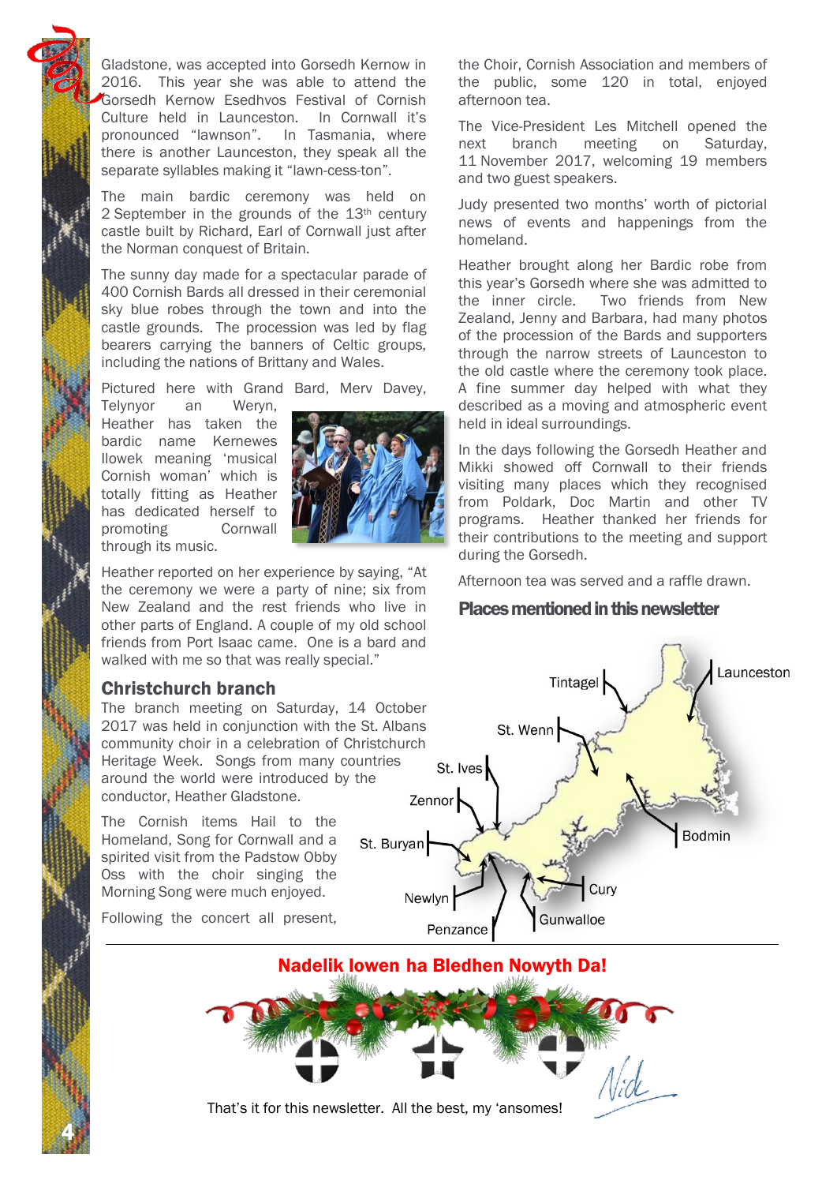Gladstone, was accepted into Gorsedh Kernow in 2016. This year she was able to attend the Gorsedh Kernow Esedhvos Festival of Cornish Culture held in Launceston. In Cornwall it's pronounced "lawnson". In Tasmania, where there is another Launceston, they speak all the separate syllables making it "lawn-cess-ton".

The main bardic ceremony was held on 2 September in the grounds of the 13th century castle built by Richard, Earl of Cornwall just after the Norman conquest of Britain.

The sunny day made for a spectacular parade of 400 Cornish Bards all dressed in their ceremonial sky blue robes through the town and into the castle grounds. The procession was led by flag bearers carrying the banners of Celtic groups, including the nations of Brittany and Wales.

Pictured here with Grand Bard, Merv Davey, Telynyor an Weryn, Heather has taken the bardic name Kernewes llowek meaning 'musical Cornish woman' which is totally fitting as Heather has dedicated herself to promoting Cornwall through its music.

Heather reported on her experience by saying, "At the ceremony we were a party of nine; six from New Zealand and the rest friends who live in other parts of England. A couple of my old school friends from Port Isaac came. One is a bard and walked with me so that was really special."

## Christchurch branch

The branch meeting on Saturday, 14 October 2017 was held in conjunction with the St. Albans community choir in a celebration of Christchurch Heritage Week. Songs from many countries around the world were introduced by the conductor, Heather Gladstone.

The Cornish items Hail to the Homeland, Song for Cornwall and a spirited visit from the Padstow Obby Oss with the choir singing the Morning Song were much enjoyed.

Following the concert all present, the Choir, Cornish Association and members of the public, some 120 in total, enjoyed afternoon tea.

The Vice-President Les Mitchell opened the next branch meeting on Saturday, 11 November 2017, welcoming 19 members and two guest speakers.

Judy presented two months' worth of pictorial news of events and happenings from the homeland.

Heather brought along her Bardic robe from this year's Gorsedh where she was admitted to the inner circle. Two friends from New Zealand, Jenny and Barbara, had many photos of the procession of the Bards and supporters through the narrow streets of Launceston to the old castle where the ceremony took place. A fine summer day helped with what they described as a moving and atmospheric event held in ideal surroundings.

In the days following the Gorsedh Heather and Mikki showed off Cornwall to their friends visiting many places which they recognised from Poldark, Doc Martin and other TV programs. Heather thanked her friends for their contributions to the meeting and support during the Gorsedh.

Afternoon tea was served and a raffle drawn.

## Places mentioned in this newsletter

Tintagel
Launceston
St. Wenn
St. Ives
Zennor
Bodmin
St. Buryan
Newlyn
Cury
Penzance
Gunwalloe

**Nadelik lowen ha Bledhen Nowyth Da!**

That's it for this newsletter. All the best, my 'ansomes!

Nick